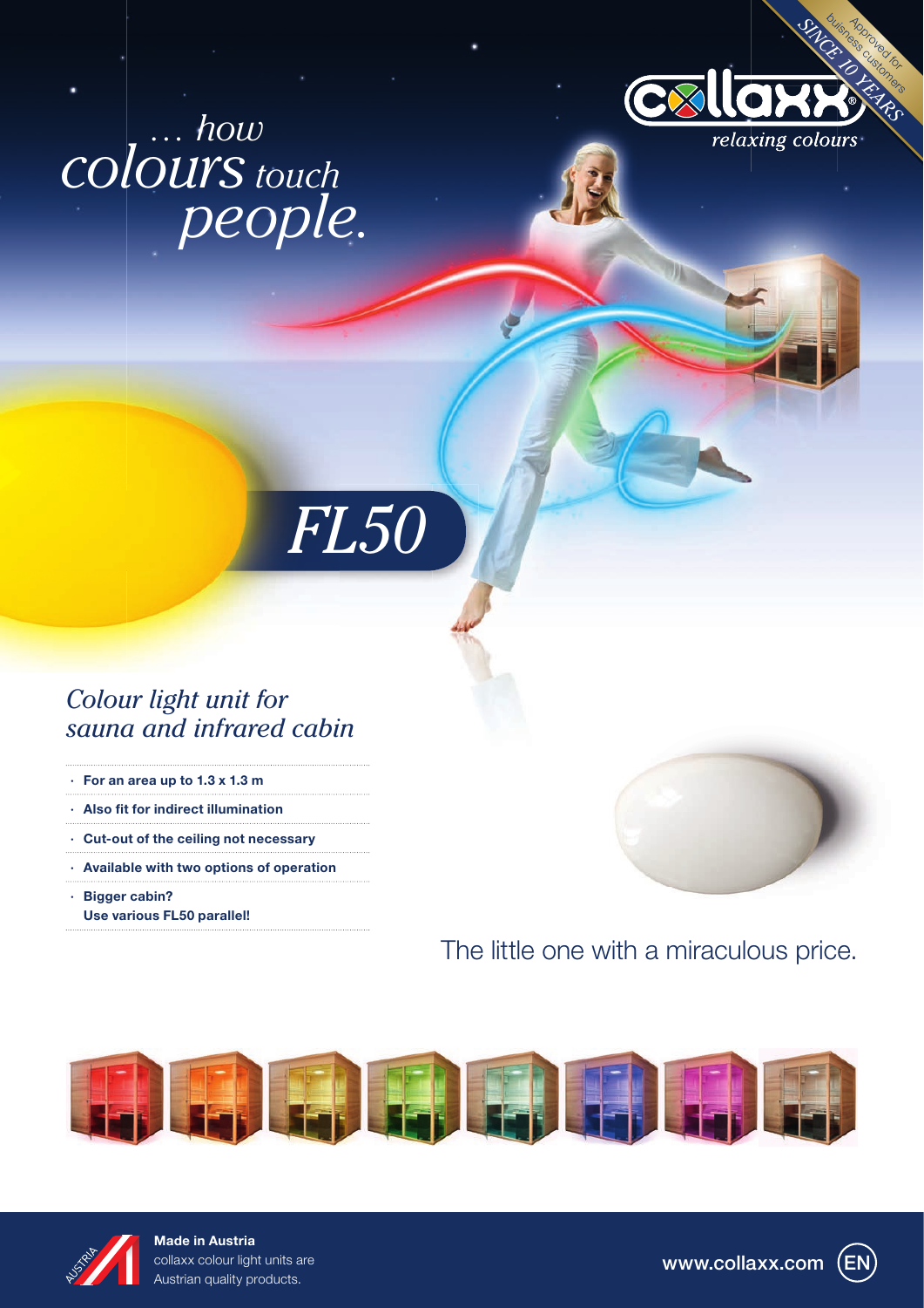*... how colours touch people.*

collaxx®
*relaxing colours*

SINCE 10 YEARS
Approved for buisness customers

# *FL50*

## *Colour light unit for sauna and infrared cabin*

- **For an area up to 1.3 x 1.3 m**
- **Also fit for indirect illumination**
- **Cut-out of the ceiling not necessary**
- **Available with two options of operation**
- **Bigger cabin? Use various FL50 parallel!**

The little one with a miraculous price.

**Made in Austria**
collaxx colour light units are Austrian quality products.

www.collaxx.com EN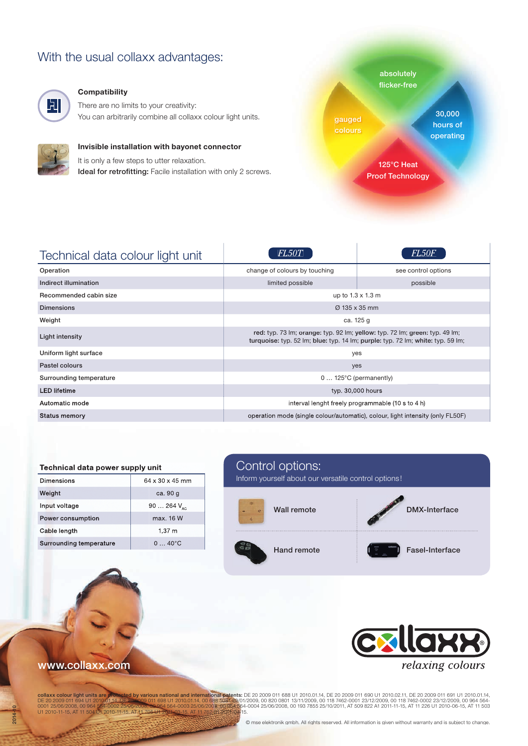## With the usual collaxx advantages:

**Compatibility**

There are no limits to your creativity:
You can arbitrarily combine all collaxx colour light units.

**Invisible installation with bayonet connector**

It is only a few steps to utter relaxation.
**Ideal for retrofitting:** Facile installation with only 2 screws.

absolutely flicker-free

gauged colours

30,000 hours of operating

125°C Heat Proof Technology

## Technical data colour light unit

| | FL50T | FL50F |
|---|---|---|
| Operation | change of colours by touching | see control options |
| Indirect illumination | limited possible | possible |
| Recommended cabin size | up to 1.3 x 1.3 m | |
| Dimensions | Ø 135 x 35 mm | |
| Weight | ca. 125 g | |
| Light intensity | **red:** typ. 73 lm; **orange:** typ. 92 lm; **yellow:** typ. 72 lm; **green:** typ. 49 lm; **turquoise:** typ. 52 lm; **blue:** typ. 14 lm; **purple:** typ. 72 lm; **white:** typ. 59 lm; | |
| Uniform light surface | yes | |
| Pastel colours | yes | |
| Surrounding temperature | 0 … 125°C (permanently) | |
| LED lifetime | typ. 30,000 hours | |
| Automatic mode | interval lenght freely programmable (10 s to 4 h) | |
| Status memory | operation mode (single colour/automatic), colour, light intensity (only FL50F) | |

### Technical data power supply unit

| | |
|---|---|
| Dimensions | 64 x 30 x 45 mm |
| Weight | ca. 90 g |
| Input voltage | 90 … 264 $V_{AC}$ |
| Power consumption | max. 16 W |
| Cable length | 1,37 m |
| Surrounding temperature | 0 … 40°C |

## Control options:

Inform yourself about our versatile control options!

- Wall remote
- DMX-Interface
- Hand remote
- Fasel-Interface

www.collaxx.com

collaxx® relaxing colours

**collaxx colour light units are protected by various national and international patents:** DE 20 2009 011 688 U1 2010.01.14, DE 20 2009 011 690 U1 2010.02.11, DE 20 2009 011 691 U1 2010.01.14, DE 20 2009 011 694 U1 2010.01.14, DE 20 2009 011 698 U1 2010.01.14, 00 888 5051 28/01/2009, 00 820 0801 13/11/2009, 00 118 7462-0001 23/12/2009, 00 118 7462-0002 23/12/2009, 00 964 564-0001 25/06/2008, 00 964 564-0002 25/06/2008, 00 964 564-0003 25/06/2008, 00 964 564-0004 25/06/2008, 00 193 7855 25/10/2011, AT 509 822 A1 2011-11-15, AT 11 226 U1 2010-06-15, AT 11 503 U1 2010-11-15, AT 11 504 U1 2010-11-15, AT 11 705 U1 2011-03-15, AT 11 762 U1 2011-04-15.

© mse elektronik gmbh. All rights reserved. All information is given without warranty and is subject to change.

2014-10